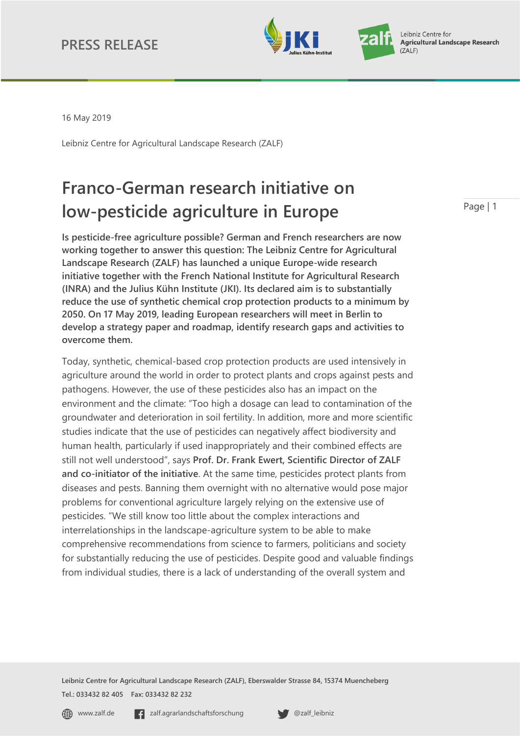PRESS RELEASE

16 May 2019

Leibniz Centre for Agricultural Landscape Research (ZALF)

# Franco-German research initiative on low-pesticide agriculture in Europe

**Is pesticide-free agriculture possible? German and French researchers are now working together to answer this question: The Leibniz Centre for Agricultural Landscape Research (ZALF) has launched a unique Europe-wide research initiative together with the French National Institute for Agricultural Research (INRA) and the Julius Kühn Institute (JKI). Its declared aim is to substantially reduce the use of synthetic chemical crop protection products to a minimum by 2050. On 17 May 2019, leading European researchers will meet in Berlin to develop a strategy paper and roadmap, identify research gaps and activities to overcome them.**

Today, synthetic, chemical-based crop protection products are used intensively in agriculture around the world in order to protect plants and crops against pests and pathogens. However, the use of these pesticides also has an impact on the environment and the climate: "Too high a dosage can lead to contamination of the groundwater and deterioration in soil fertility. In addition, more and more scientific studies indicate that the use of pesticides can negatively affect biodiversity and human health, particularly if used inappropriately and their combined effects are still not well understood", says **Prof. Dr. Frank Ewert, Scientific Director of ZALF and co-initiator of the initiative**. At the same time, pesticides protect plants from diseases and pests. Banning them overnight with no alternative would pose major problems for conventional agriculture largely relying on the extensive use of pesticides. "We still know too little about the complex interactions and interrelationships in the landscape-agriculture system to be able to make comprehensive recommendations from science to farmers, politicians and society for substantially reducing the use of pesticides. Despite good and valuable findings from individual studies, there is a lack of understanding of the overall system and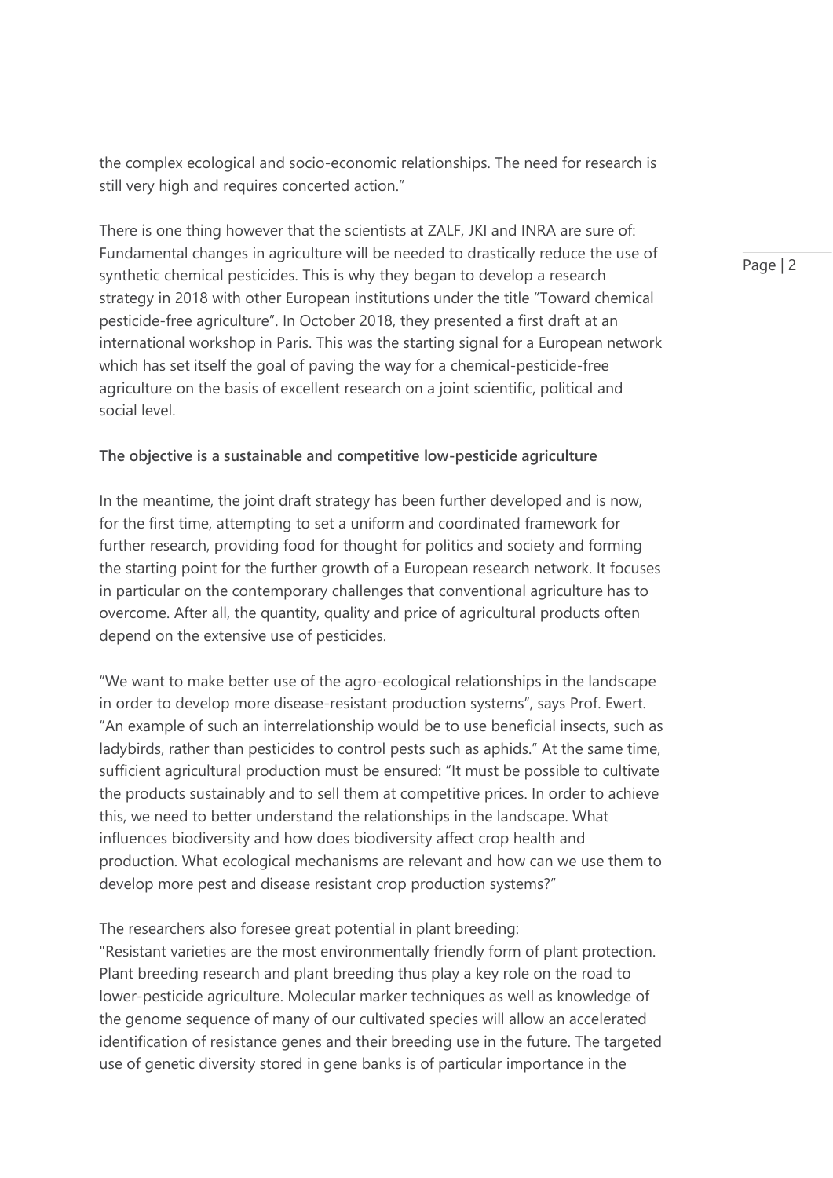the complex ecological and socio-economic relationships. The need for research is still very high and requires concerted action."

There is one thing however that the scientists at ZALF, JKI and INRA are sure of: Fundamental changes in agriculture will be needed to drastically reduce the use of synthetic chemical pesticides. This is why they began to develop a research strategy in 2018 with other European institutions under the title "Toward chemical pesticide-free agriculture". In October 2018, they presented a first draft at an international workshop in Paris. This was the starting signal for a European network which has set itself the goal of paving the way for a chemical-pesticide-free agriculture on the basis of excellent research on a joint scientific, political and social level.

**The objective is a sustainable and competitive low-pesticide agriculture**

In the meantime, the joint draft strategy has been further developed and is now, for the first time, attempting to set a uniform and coordinated framework for further research, providing food for thought for politics and society and forming the starting point for the further growth of a European research network. It focuses in particular on the contemporary challenges that conventional agriculture has to overcome. After all, the quantity, quality and price of agricultural products often depend on the extensive use of pesticides.

"We want to make better use of the agro-ecological relationships in the landscape in order to develop more disease-resistant production systems", says Prof. Ewert. "An example of such an interrelationship would be to use beneficial insects, such as ladybirds, rather than pesticides to control pests such as aphids." At the same time, sufficient agricultural production must be ensured: "It must be possible to cultivate the products sustainably and to sell them at competitive prices. In order to achieve this, we need to better understand the relationships in the landscape. What influences biodiversity and how does biodiversity affect crop health and production. What ecological mechanisms are relevant and how can we use them to develop more pest and disease resistant crop production systems?"

The researchers also foresee great potential in plant breeding:
"Resistant varieties are the most environmentally friendly form of plant protection. Plant breeding research and plant breeding thus play a key role on the road to lower-pesticide agriculture. Molecular marker techniques as well as knowledge of the genome sequence of many of our cultivated species will allow an accelerated identification of resistance genes and their breeding use in the future. The targeted use of genetic diversity stored in gene banks is of particular importance in the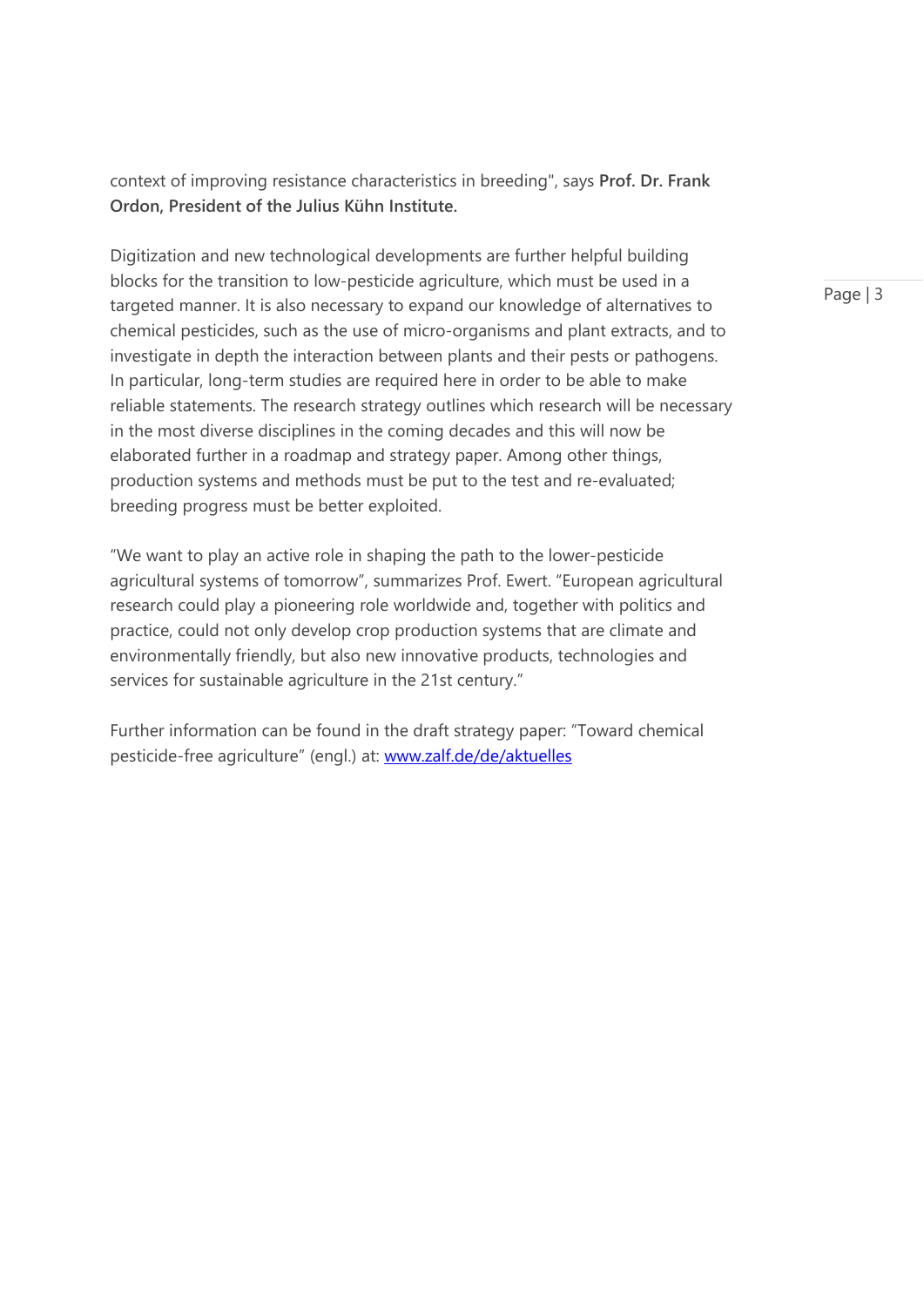context of improving resistance characteristics in breeding", says **Prof. Dr. Frank Ordon, President of the Julius Kühn Institute.**

Digitization and new technological developments are further helpful building blocks for the transition to low-pesticide agriculture, which must be used in a targeted manner. It is also necessary to expand our knowledge of alternatives to chemical pesticides, such as the use of micro-organisms and plant extracts, and to investigate in depth the interaction between plants and their pests or pathogens. In particular, long-term studies are required here in order to be able to make reliable statements. The research strategy outlines which research will be necessary in the most diverse disciplines in the coming decades and this will now be elaborated further in a roadmap and strategy paper. Among other things, production systems and methods must be put to the test and re-evaluated; breeding progress must be better exploited.

"We want to play an active role in shaping the path to the lower-pesticide agricultural systems of tomorrow", summarizes Prof. Ewert. "European agricultural research could play a pioneering role worldwide and, together with politics and practice, could not only develop crop production systems that are climate and environmentally friendly, but also new innovative products, technologies and services for sustainable agriculture in the 21st century."

Further information can be found in the draft strategy paper: "Toward chemical pesticide-free agriculture" (engl.) at: [www.zalf.de/de/aktuelles](www.zalf.de/de/aktuelles)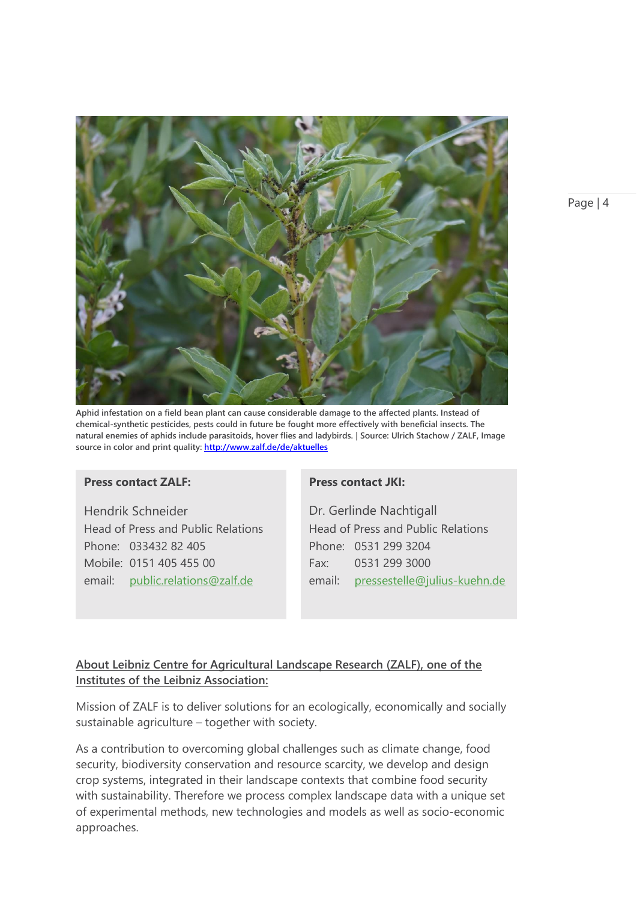Aphid infestation on a field bean plant can cause considerable damage to the affected plants. Instead of chemical-synthetic pesticides, pests could in future be fought more effectively with beneficial insects. The natural enemies of aphids include parasitoids, hover flies and ladybirds. | Source: Ulrich Stachow / ZALF, Image source in color and print quality: http://www.zalf.de/de/aktuelles

**Press contact ZALF:**

Hendrik Schneider
Head of Press and Public Relations
Phone: 033432 82 405
Mobile: 0151 405 455 00
email: public.relations@zalf.de

**Press contact JKI:**

Dr. Gerlinde Nachtigall
Head of Press and Public Relations
Phone: 0531 299 3204
Fax: 0531 299 3000
email: pressestelle@julius-kuehn.de

## About Leibniz Centre for Agricultural Landscape Research (ZALF), one of the Institutes of the Leibniz Association:

Mission of ZALF is to deliver solutions for an ecologically, economically and socially sustainable agriculture – together with society.

As a contribution to overcoming global challenges such as climate change, food security, biodiversity conservation and resource scarcity, we develop and design crop systems, integrated in their landscape contexts that combine food security with sustainability. Therefore we process complex landscape data with a unique set of experimental methods, new technologies and models as well as socio-economic approaches.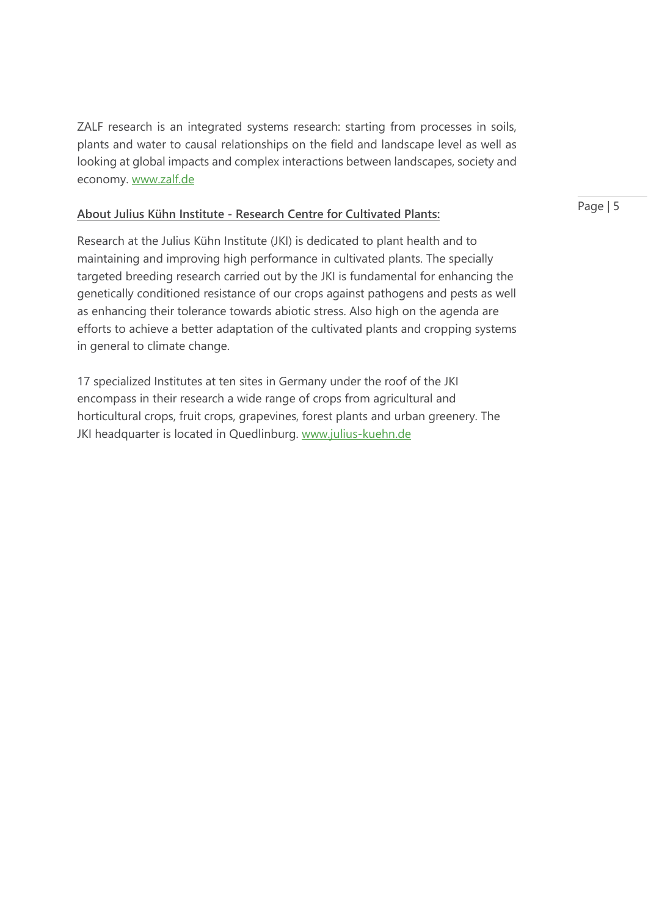ZALF research is an integrated systems research: starting from processes in soils, plants and water to causal relationships on the field and landscape level as well as looking at global impacts and complex interactions between landscapes, society and economy. www.zalf.de

**About Julius Kühn Institute - Research Centre for Cultivated Plants:**

Research at the Julius Kühn Institute (JKI) is dedicated to plant health and to maintaining and improving high performance in cultivated plants. The specially targeted breeding research carried out by the JKI is fundamental for enhancing the genetically conditioned resistance of our crops against pathogens and pests as well as enhancing their tolerance towards abiotic stress. Also high on the agenda are efforts to achieve a better adaptation of the cultivated plants and cropping systems in general to climate change.

17 specialized Institutes at ten sites in Germany under the roof of the JKI encompass in their research a wide range of crops from agricultural and horticultural crops, fruit crops, grapevines, forest plants and urban greenery. The JKI headquarter is located in Quedlinburg. www.julius-kuehn.de